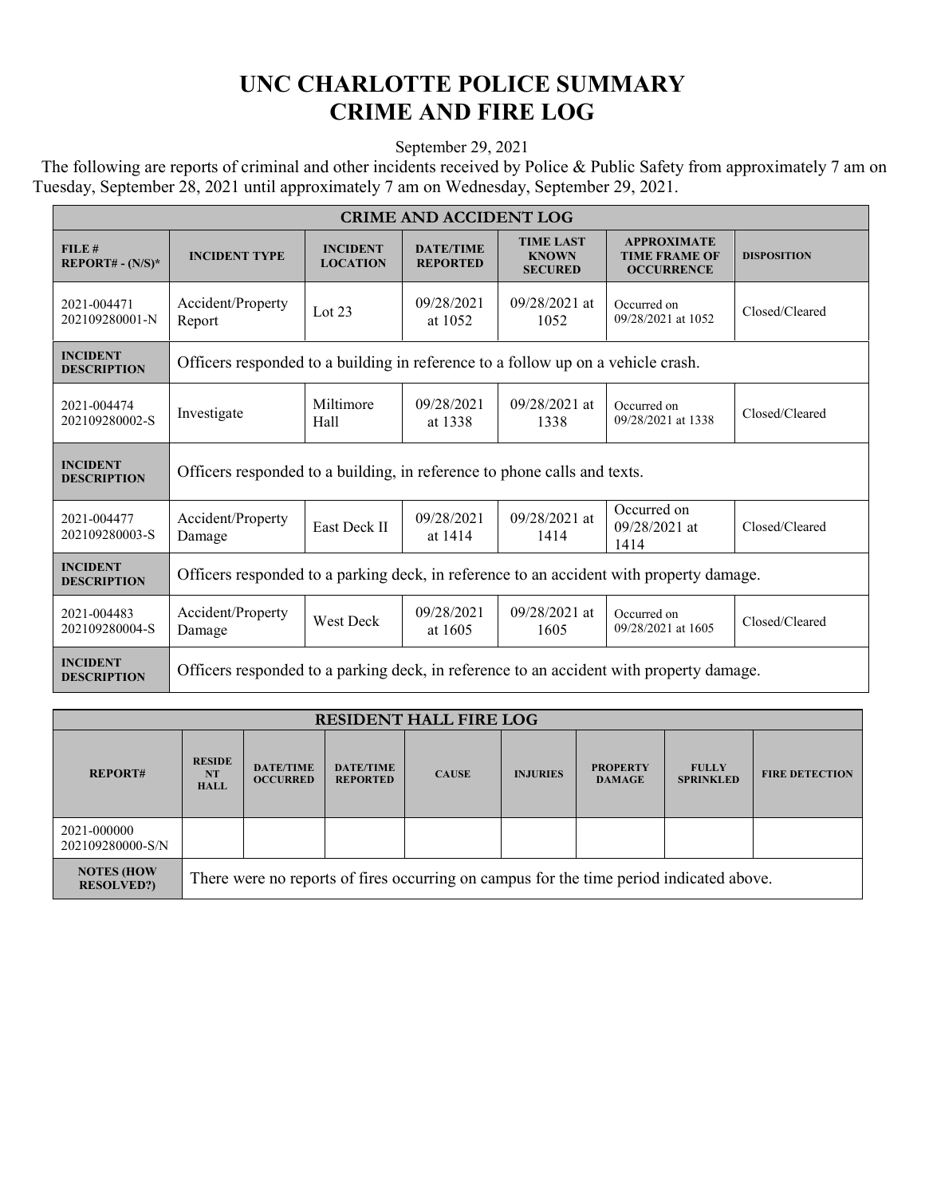# UNC CHARLOTTE POLICE SUMMARY
# CRIME AND FIRE LOG

September 29, 2021

The following are reports of criminal and other incidents received by Police & Public Safety from approximately 7 am on Tuesday, September 28, 2021 until approximately 7 am on Wednesday, September 29, 2021.

| CRIME AND ACCIDENT LOG | | | | | | |
|---|---|---|---|---|---|---|
| **FILE # REPORT# - (N/S)*** | **INCIDENT TYPE** | **INCIDENT LOCATION** | **DATE/TIME REPORTED** | **TIME LAST KNOWN SECURED** | **APPROXIMATE TIME FRAME OF OCCURRENCE** | **DISPOSITION** |
| 2021-004471 202109280001-N | Accident/Property Report | Lot 23 | 09/28/2021 at 1052 | 09/28/2021 at 1052 | Occurred on 09/28/2021 at 1052 | Closed/Cleared |
| **INCIDENT DESCRIPTION** | Officers responded to a building in reference to a follow up on a vehicle crash. | | | | | |
| 2021-004474 202109280002-S | Investigate | Miltimore Hall | 09/28/2021 at 1338 | 09/28/2021 at 1338 | Occurred on 09/28/2021 at 1338 | Closed/Cleared |
| **INCIDENT DESCRIPTION** | Officers responded to a building, in reference to phone calls and texts. | | | | | |
| 2021-004477 202109280003-S | Accident/Property Damage | East Deck II | 09/28/2021 at 1414 | 09/28/2021 at 1414 | Occurred on 09/28/2021 at 1414 | Closed/Cleared |
| **INCIDENT DESCRIPTION** | Officers responded to a parking deck, in reference to an accident with property damage. | | | | | |
| 2021-004483 202109280004-S | Accident/Property Damage | West Deck | 09/28/2021 at 1605 | 09/28/2021 at 1605 | Occurred on 09/28/2021 at 1605 | Closed/Cleared |
| **INCIDENT DESCRIPTION** | Officers responded to a parking deck, in reference to an accident with property damage. | | | | | |

| RESIDENT HALL FIRE LOG | | | | | | | | |
|---|---|---|---|---|---|---|---|---|
| **REPORT#** | **RESIDENT HALL** | **DATE/TIME OCCURRED** | **DATE/TIME REPORTED** | **CAUSE** | **INJURIES** | **PROPERTY DAMAGE** | **FULLY SPRINKLED** | **FIRE DETECTION** |
| 2021-000000 202109280000-S/N | | | | | | | | |
| **NOTES (HOW RESOLVED?)** | There were no reports of fires occurring on campus for the time period indicated above. | | | | | | | |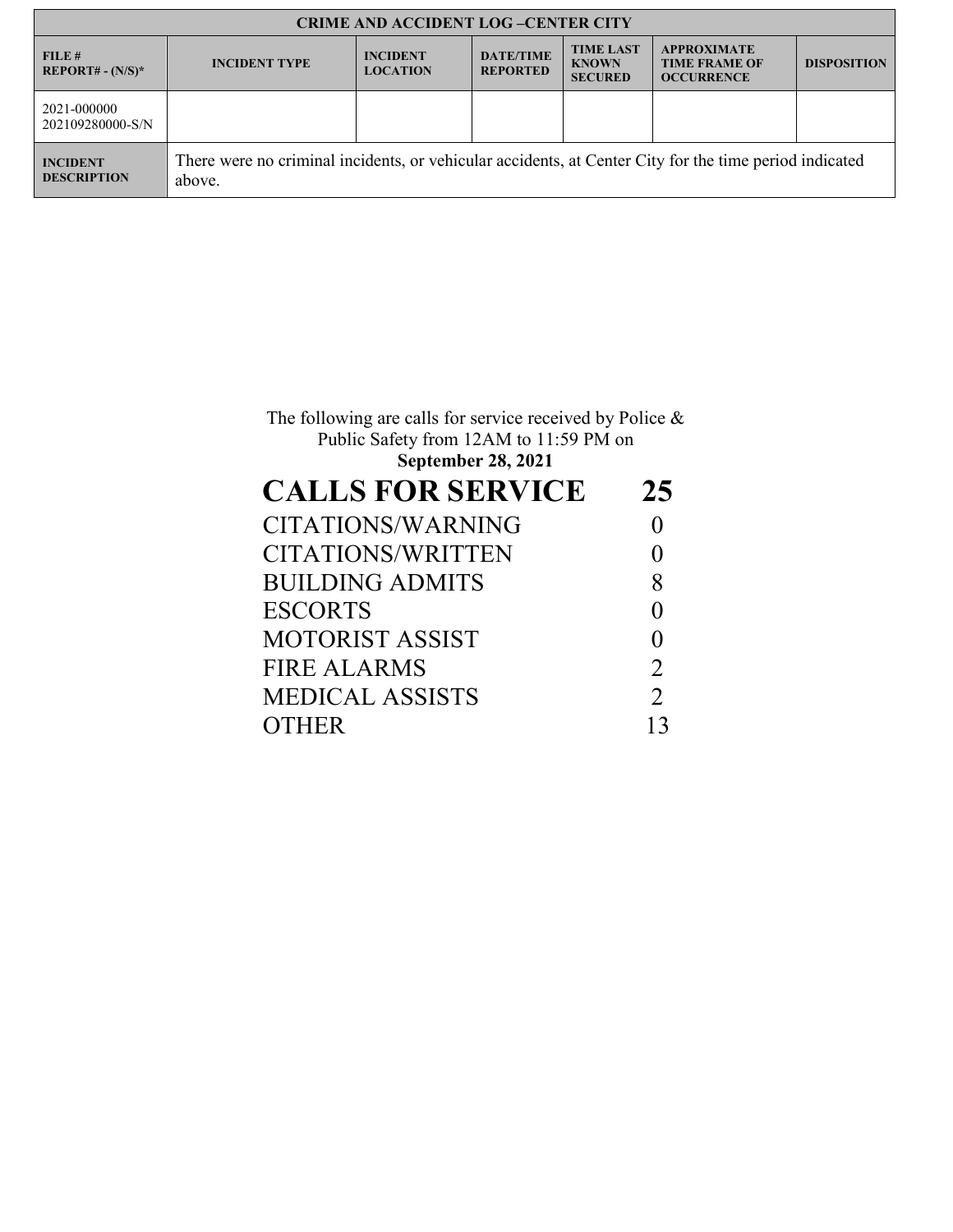| CRIME AND ACCIDENT LOG –CENTER CITY | | | | | | |
|---|---|---|---|---|---|---|
| **FILE # REPORT# - (N/S)*** | **INCIDENT TYPE** | **INCIDENT LOCATION** | **DATE/TIME REPORTED** | **TIME LAST KNOWN SECURED** | **APPROXIMATE TIME FRAME OF OCCURRENCE** | **DISPOSITION** |
| 2021-000000 202109280000-S/N | | | | | | |
| **INCIDENT DESCRIPTION** | There were no criminal incidents, or vehicular accidents, at Center City for the time period indicated above. | | | | | |

The following are calls for service received by Police & Public Safety from 12AM to 11:59 PM on

**September 28, 2021**

| | |
|---|---|
| **CALLS FOR SERVICE** | **25** |
| CITATIONS/WARNING | 0 |
| CITATIONS/WRITTEN | 0 |
| BUILDING ADMITS | 8 |
| ESCORTS | 0 |
| MOTORIST ASSIST | 0 |
| FIRE ALARMS | 2 |
| MEDICAL ASSISTS | 2 |
| OTHER | 13 |